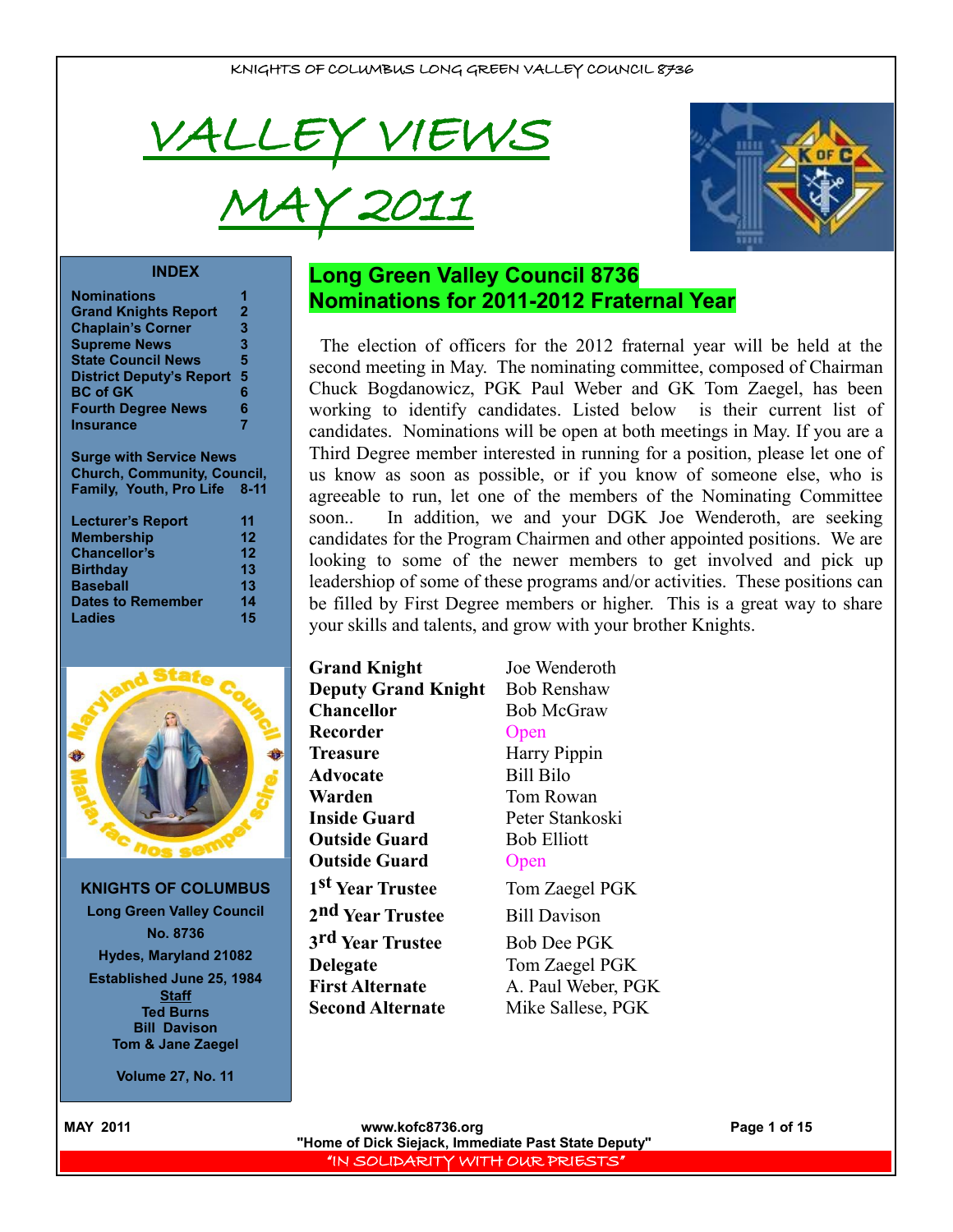KNIGHTS OF COLUMBUS LONG GREEN VALLEY COUNCIL 8736

# VALLEY VIEWS

# MAY 2011

**INDEX**

| | |
|---|---|
| Nominations | 1 |
| Grand Knights Report | 2 |
| Chaplain's Corner | 3 |
| Supreme News | 3 |
| State Council News | 5 |
| District Deputy's Report | 5 |
| BC of GK | 6 |
| Fourth Degree News | 6 |
| Insurance | 7 |
| Surge with Service News Church, Community, Council, Family, Youth, Pro Life | 8-11 |
| Lecturer's Report | 11 |
| Membership | 12 |
| Chancellor's | 12 |
| Birthday | 13 |
| Baseball | 13 |
| Dates to Remember | 14 |
| Ladies | 15 |

**KNIGHTS OF COLUMBUS**
**Long Green Valley Council**
**No. 8736**
**Hydes, Maryland 21082**
**Established June 25, 1984**
**Staff**
**Ted Burns**
**Bill Davison**
**Tom & Jane Zaegel**

**Volume 27, No. 11**

## Long Green Valley Council 8736
## Nominations for 2011-2012 Fraternal Year

The election of officers for the 2012 fraternal year will be held at the second meeting in May. The nominating committee, composed of Chairman Chuck Bogdanowicz, PGK Paul Weber and GK Tom Zaegel, has been working to identify candidates. Listed below is their current list of candidates. Nominations will be open at both meetings in May. If you are a Third Degree member interested in running for a position, please let one of us know as soon as possible, or if you know of someone else, who is agreeable to run, let one of the members of the Nominating Committee soon.. In addition, we and your DGK Joe Wenderoth, are seeking candidates for the Program Chairmen and other appointed positions. We are looking to some of the newer members to get involved and pick up leadershiop of some of these programs and/or activities. These positions can be filled by First Degree members or higher. This is a great way to share your skills and talents, and grow with your brother Knights.

| | |
|---|---|
| **Grand Knight** | Joe Wenderoth |
| **Deputy Grand Knight** | Bob Renshaw |
| **Chancellor** | Bob McGraw |
| **Recorder** | Open |
| **Treasure** | Harry Pippin |
| **Advocate** | Bill Bilo |
| **Warden** | Tom Rowan |
| **Inside Guard** | Peter Stankoski |
| **Outside Guard** | Bob Elliott |
| **Outside Guard** | Open |
| **1st Year Trustee** | Tom Zaegel PGK |
| **2nd Year Trustee** | Bill Davison |
| **3rd Year Trustee** | Bob Dee PGK |
| **Delegate** | Tom Zaegel PGK |
| **First Alternate** | A. Paul Weber, PGK |
| **Second Alternate** | Mike Sallese, PGK |

www.kofc8736.org
"Home of Dick Siejack, Immediate Past State Deputy"
"IN SOLIDARITY WITH OUR PRIESTS"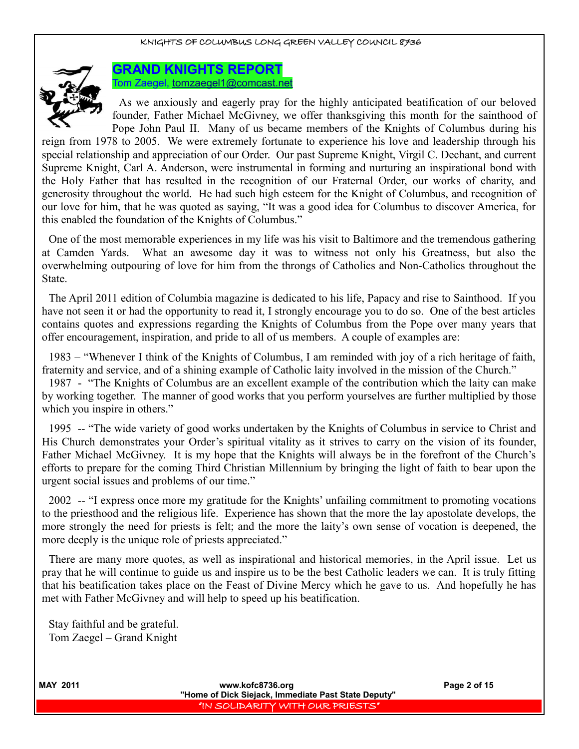## GRAND KNIGHTS REPORT

Tom Zaegel, tomzaegel1@comcast.net

As we anxiously and eagerly pray for the highly anticipated beatification of our beloved founder, Father Michael McGivney, we offer thanksgiving this month for the sainthood of Pope John Paul II. Many of us became members of the Knights of Columbus during his reign from 1978 to 2005. We were extremely fortunate to experience his love and leadership through his special relationship and appreciation of our Order. Our past Supreme Knight, Virgil C. Dechant, and current Supreme Knight, Carl A. Anderson, were instrumental in forming and nurturing an inspirational bond with the Holy Father that has resulted in the recognition of our Fraternal Order, our works of charity, and generosity throughout the world. He had such high esteem for the Knight of Columbus, and recognition of our love for him, that he was quoted as saying, "It was a good idea for Columbus to discover America, for this enabled the foundation of the Knights of Columbus."

One of the most memorable experiences in my life was his visit to Baltimore and the tremendous gathering at Camden Yards. What an awesome day it was to witness not only his Greatness, but also the overwhelming outpouring of love for him from the throngs of Catholics and Non-Catholics throughout the State.

The April 2011 edition of Columbia magazine is dedicated to his life, Papacy and rise to Sainthood. If you have not seen it or had the opportunity to read it, I strongly encourage you to do so. One of the best articles contains quotes and expressions regarding the Knights of Columbus from the Pope over many years that offer encouragement, inspiration, and pride to all of us members. A couple of examples are:

1983 – "Whenever I think of the Knights of Columbus, I am reminded with joy of a rich heritage of faith, fraternity and service, and of a shining example of Catholic laity involved in the mission of the Church."

1987 - "The Knights of Columbus are an excellent example of the contribution which the laity can make by working together. The manner of good works that you perform yourselves are further multiplied by those which you inspire in others."

1995 -- "The wide variety of good works undertaken by the Knights of Columbus in service to Christ and His Church demonstrates your Order's spiritual vitality as it strives to carry on the vision of its founder, Father Michael McGivney. It is my hope that the Knights will always be in the forefront of the Church's efforts to prepare for the coming Third Christian Millennium by bringing the light of faith to bear upon the urgent social issues and problems of our time."

2002 -- "I express once more my gratitude for the Knights' unfailing commitment to promoting vocations to the priesthood and the religious life. Experience has shown that the more the lay apostolate develops, the more strongly the need for priests is felt; and the more the laity's own sense of vocation is deepened, the more deeply is the unique role of priests appreciated."

There are many more quotes, as well as inspirational and historical memories, in the April issue. Let us pray that he will continue to guide us and inspire us to be the best Catholic leaders we can. It is truly fitting that his beatification takes place on the Feast of Divine Mercy which he gave to us. And hopefully he has met with Father McGivney and will help to speed up his beatification.

Stay faithful and be grateful.
Tom Zaegel – Grand Knight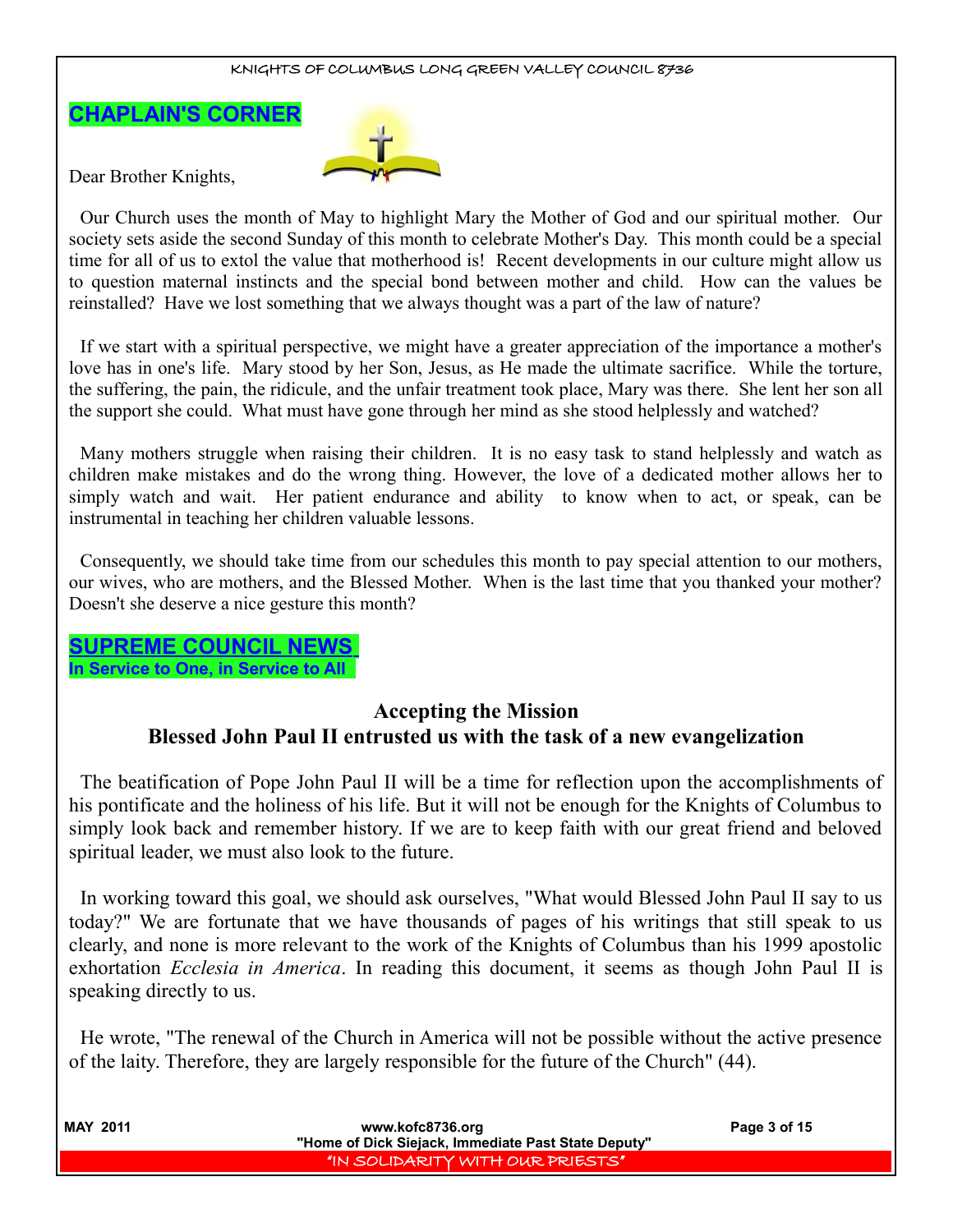## CHAPLAIN'S CORNER

Dear Brother Knights,

Our Church uses the month of May to highlight Mary the Mother of God and our spiritual mother. Our society sets aside the second Sunday of this month to celebrate Mother's Day. This month could be a special time for all of us to extol the value that motherhood is! Recent developments in our culture might allow us to question maternal instincts and the special bond between mother and child. How can the values be reinstalled? Have we lost something that we always thought was a part of the law of nature?

If we start with a spiritual perspective, we might have a greater appreciation of the importance a mother's love has in one's life. Mary stood by her Son, Jesus, as He made the ultimate sacrifice. While the torture, the suffering, the pain, the ridicule, and the unfair treatment took place, Mary was there. She lent her son all the support she could. What must have gone through her mind as she stood helplessly and watched?

Many mothers struggle when raising their children. It is no easy task to stand helplessly and watch as children make mistakes and do the wrong thing. However, the love of a dedicated mother allows her to simply watch and wait. Her patient endurance and ability to know when to act, or speak, can be instrumental in teaching her children valuable lessons.

Consequently, we should take time from our schedules this month to pay special attention to our mothers, our wives, who are mothers, and the Blessed Mother. When is the last time that you thanked your mother? Doesn't she deserve a nice gesture this month?

## SUPREME COUNCIL NEWS

**In Service to One, in Service to All**

### Accepting the Mission
### Blessed John Paul II entrusted us with the task of a new evangelization

The beatification of Pope John Paul II will be a time for reflection upon the accomplishments of his pontificate and the holiness of his life. But it will not be enough for the Knights of Columbus to simply look back and remember history. If we are to keep faith with our great friend and beloved spiritual leader, we must also look to the future.

In working toward this goal, we should ask ourselves, "What would Blessed John Paul II say to us today?" We are fortunate that we have thousands of pages of his writings that still speak to us clearly, and none is more relevant to the work of the Knights of Columbus than his 1999 apostolic exhortation *Ecclesia in America*. In reading this document, it seems as though John Paul II is speaking directly to us.

He wrote, "The renewal of the Church in America will not be possible without the active presence of the laity. Therefore, they are largely responsible for the future of the Church" (44).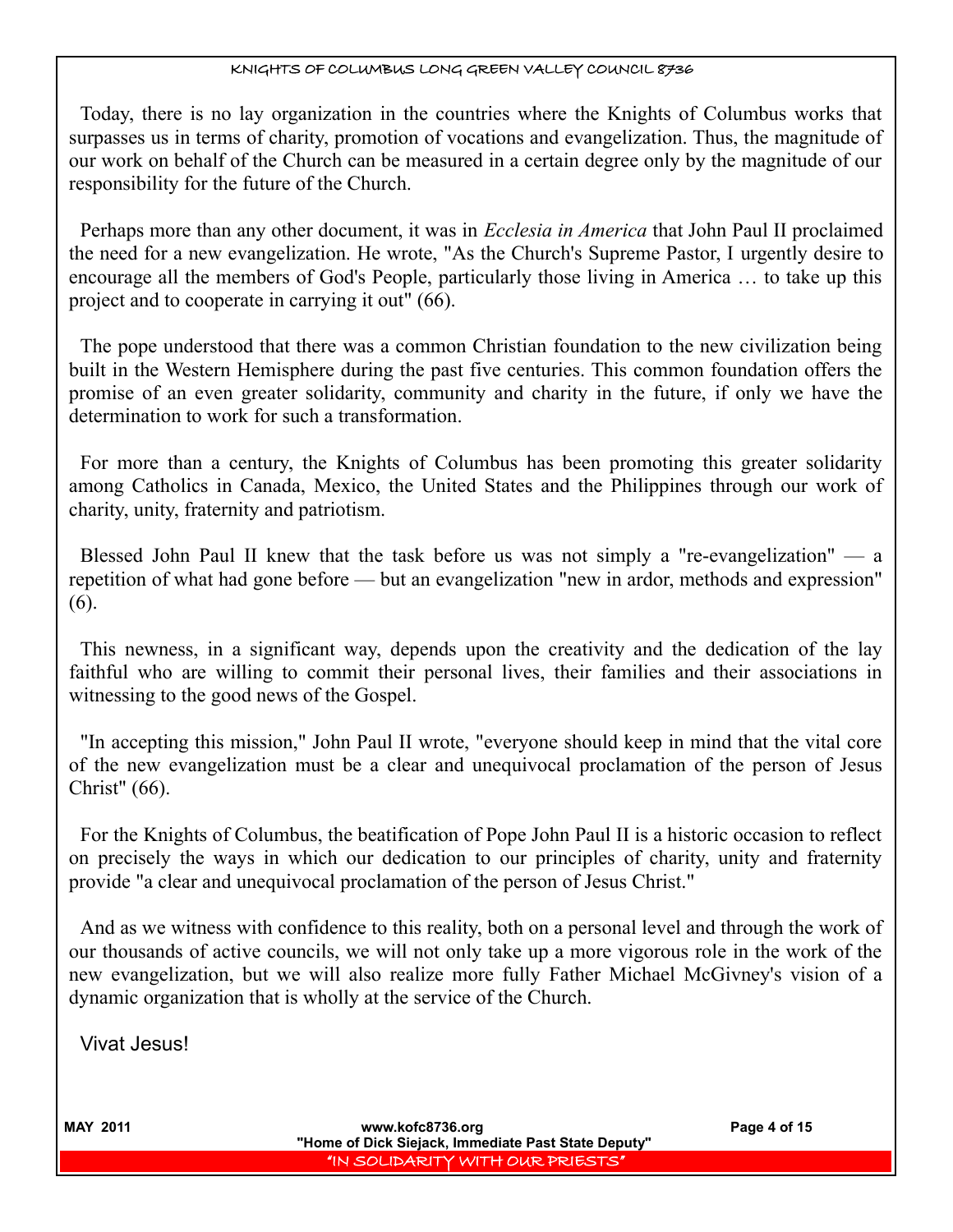Today, there is no lay organization in the countries where the Knights of Columbus works that surpasses us in terms of charity, promotion of vocations and evangelization. Thus, the magnitude of our work on behalf of the Church can be measured in a certain degree only by the magnitude of our responsibility for the future of the Church.

Perhaps more than any other document, it was in *Ecclesia in America* that John Paul II proclaimed the need for a new evangelization. He wrote, "As the Church's Supreme Pastor, I urgently desire to encourage all the members of God's People, particularly those living in America … to take up this project and to cooperate in carrying it out" (66).

The pope understood that there was a common Christian foundation to the new civilization being built in the Western Hemisphere during the past five centuries. This common foundation offers the promise of an even greater solidarity, community and charity in the future, if only we have the determination to work for such a transformation.

For more than a century, the Knights of Columbus has been promoting this greater solidarity among Catholics in Canada, Mexico, the United States and the Philippines through our work of charity, unity, fraternity and patriotism.

Blessed John Paul II knew that the task before us was not simply a "re-evangelization" — a repetition of what had gone before — but an evangelization "new in ardor, methods and expression" (6).

This newness, in a significant way, depends upon the creativity and the dedication of the lay faithful who are willing to commit their personal lives, their families and their associations in witnessing to the good news of the Gospel.

"In accepting this mission," John Paul II wrote, "everyone should keep in mind that the vital core of the new evangelization must be a clear and unequivocal proclamation of the person of Jesus Christ" (66).

For the Knights of Columbus, the beatification of Pope John Paul II is a historic occasion to reflect on precisely the ways in which our dedication to our principles of charity, unity and fraternity provide "a clear and unequivocal proclamation of the person of Jesus Christ."

And as we witness with confidence to this reality, both on a personal level and through the work of our thousands of active councils, we will not only take up a more vigorous role in the work of the new evangelization, but we will also realize more fully Father Michael McGivney's vision of a dynamic organization that is wholly at the service of the Church.

Vivat Jesus!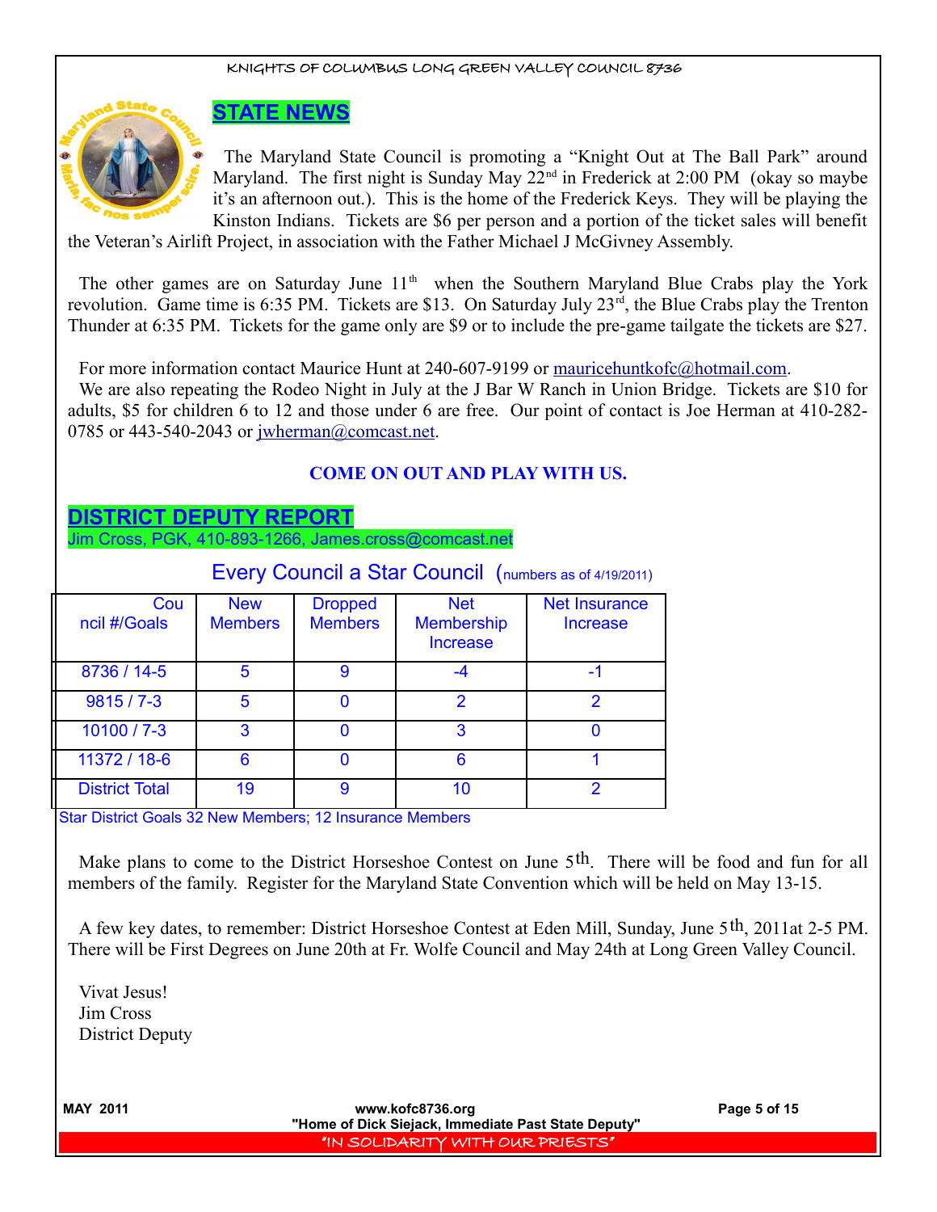## STATE NEWS

The Maryland State Council is promoting a "Knight Out at The Ball Park" around Maryland. The first night is Sunday May 22nd in Frederick at 2:00 PM (okay so maybe it's an afternoon out.). This is the home of the Frederick Keys. They will be playing the Kinston Indians. Tickets are $6 per person and a portion of the ticket sales will benefit the Veteran's Airlift Project, in association with the Father Michael J McGivney Assembly.

The other games are on Saturday June 11th when the Southern Maryland Blue Crabs play the York revolution. Game time is 6:35 PM. Tickets are $13. On Saturday July 23rd, the Blue Crabs play the Trenton Thunder at 6:35 PM. Tickets for the game only are $9 or to include the pre-game tailgate the tickets are $27.

For more information contact Maurice Hunt at 240-607-9199 or mauricehuntkofc@hotmail.com.

We are also repeating the Rodeo Night in July at the J Bar W Ranch in Union Bridge. Tickets are $10 for adults, $5 for children 6 to 12 and those under 6 are free. Our point of contact is Joe Herman at 410-282-0785 or 443-540-2043 or jwherman@comcast.net.

**COME ON OUT AND PLAY WITH US.**

## DISTRICT DEPUTY REPORT

Jim Cross, PGK, 410-893-1266, James.cross@comcast.net

### Every Council a Star Council (numbers as of 4/19/2011)

| Council #/Goals | New Members | Dropped Members | Net Membership Increase | Net Insurance Increase |
|---|---|---|---|---|
| 8736 / 14-5 | 5 | 9 | -4 | -1 |
| 9815 / 7-3 | 5 | 0 | 2 | 2 |
| 10100 / 7-3 | 3 | 0 | 3 | 0 |
| 11372 / 18-6 | 6 | 0 | 6 | 1 |
| District Total | 19 | 9 | 10 | 2 |

Star District Goals 32 New Members; 12 Insurance Members

Make plans to come to the District Horseshoe Contest on June 5th. There will be food and fun for all members of the family. Register for the Maryland State Convention which will be held on May 13-15.

A few key dates, to remember: District Horseshoe Contest at Eden Mill, Sunday, June 5th, 2011at 2-5 PM. There will be First Degrees on June 20th at Fr. Wolfe Council and May 24th at Long Green Valley Council.

Vivat Jesus!
Jim Cross
District Deputy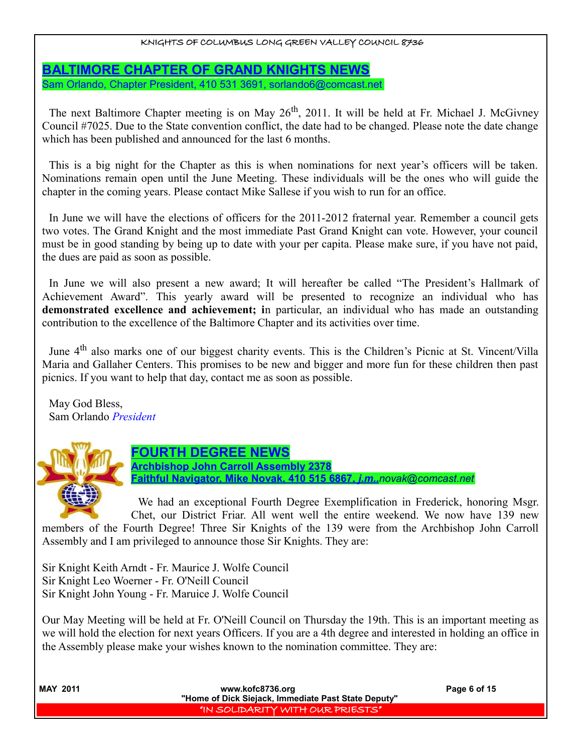## BALTIMORE CHAPTER OF GRAND KNIGHTS NEWS

Sam Orlando, Chapter President, 410 531 3691, sorlando6@comcast.net

The next Baltimore Chapter meeting is on May 26th, 2011. It will be held at Fr. Michael J. McGivney Council #7025. Due to the State convention conflict, the date had to be changed. Please note the date change which has been published and announced for the last 6 months.

This is a big night for the Chapter as this is when nominations for next year's officers will be taken. Nominations remain open until the June Meeting. These individuals will be the ones who will guide the chapter in the coming years. Please contact Mike Sallese if you wish to run for an office.

In June we will have the elections of officers for the 2011-2012 fraternal year. Remember a council gets two votes. The Grand Knight and the most immediate Past Grand Knight can vote. However, your council must be in good standing by being up to date with your per capita. Please make sure, if you have not paid, the dues are paid as soon as possible.

In June we will also present a new award; It will hereafter be called "The President's Hallmark of Achievement Award". This yearly award will be presented to recognize an individual who has **demonstrated excellence and achievement; i**n particular, an individual who has made an outstanding contribution to the excellence of the Baltimore Chapter and its activities over time.

June 4th also marks one of our biggest charity events. This is the Children's Picnic at St. Vincent/Villa Maria and Gallaher Centers. This promises to be new and bigger and more fun for these children then past picnics. If you want to help that day, contact me as soon as possible.

May God Bless,  
Sam Orlando *President*

## FOURTH DEGREE NEWS

**Archbishop John Carroll Assembly 2378**  
**Faithful Navigator, Mike Novak, 410 515 6867, *j.m..*novak@comcast.net**

We had an exceptional Fourth Degree Exemplification in Frederick, honoring Msgr. Chet, our District Friar. All went well the entire weekend. We now have 139 new members of the Fourth Degree! Three Sir Knights of the 139 were from the Archbishop John Carroll Assembly and I am privileged to announce those Sir Knights. They are:

Sir Knight Keith Arndt - Fr. Maurice J. Wolfe Council  
Sir Knight Leo Woerner - Fr. O'Neill Council  
Sir Knight John Young - Fr. Maruice J. Wolfe Council

Our May Meeting will be held at Fr. O'Neill Council on Thursday the 19th. This is an important meeting as we will hold the election for next years Officers. If you are a 4th degree and interested in holding an office in the Assembly please make your wishes known to the nomination committee. They are: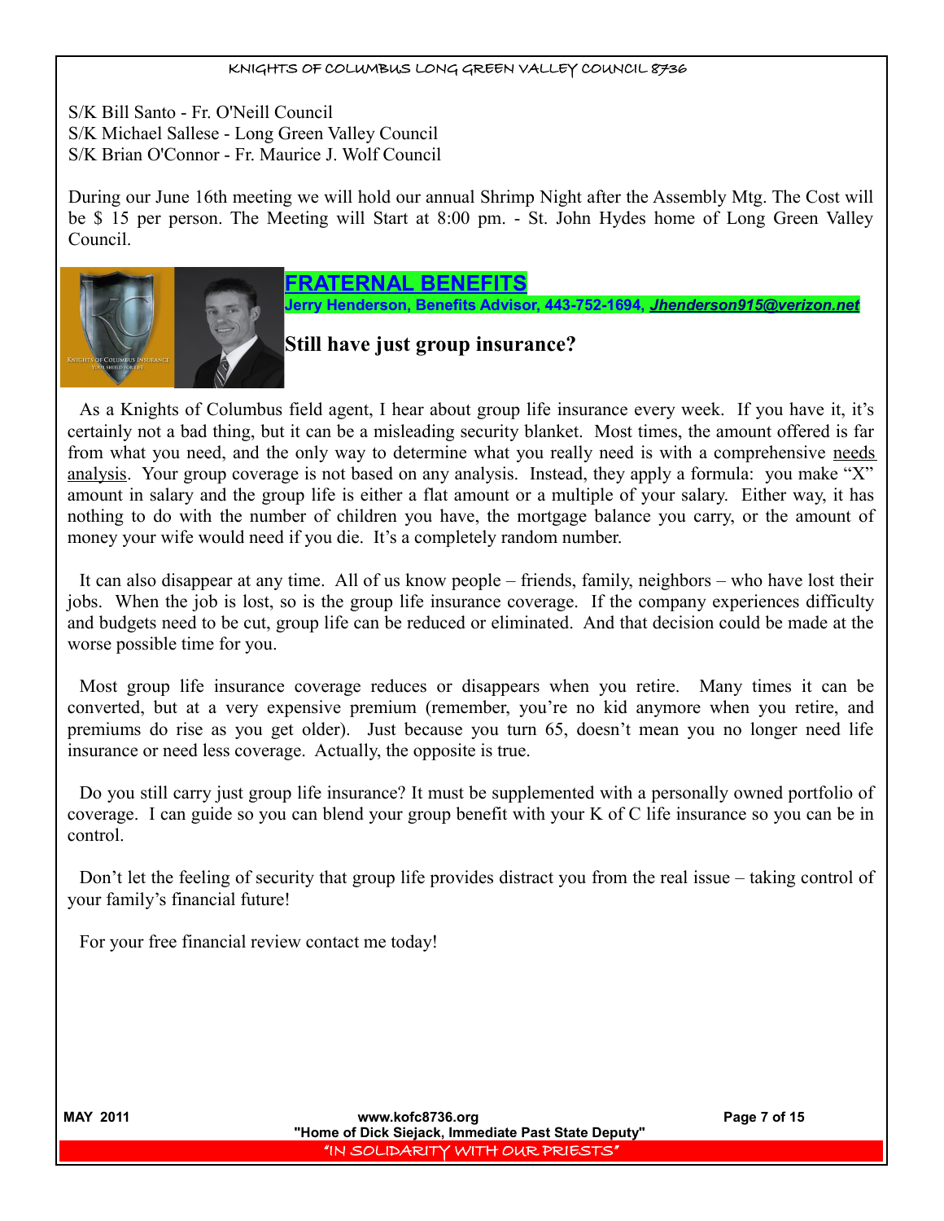S/K Bill Santo - Fr. O'Neill Council
S/K Michael Sallese - Long Green Valley Council
S/K Brian O'Connor - Fr. Maurice J. Wolf Council

During our June 16th meeting we will hold our annual Shrimp Night after the Assembly Mtg. The Cost will be $ 15 per person. The Meeting will Start at 8:00 pm. - St. John Hydes home of Long Green Valley Council.

## FRATERNAL BENEFITS

**Jerry Henderson, Benefits Advisor, 443-752-1694, *Jhenderson915@verizon.net***

### Still have just group insurance?

As a Knights of Columbus field agent, I hear about group life insurance every week. If you have it, it's certainly not a bad thing, but it can be a misleading security blanket. Most times, the amount offered is far from what you need, and the only way to determine what you really need is with a comprehensive needs analysis. Your group coverage is not based on any analysis. Instead, they apply a formula: you make "X" amount in salary and the group life is either a flat amount or a multiple of your salary. Either way, it has nothing to do with the number of children you have, the mortgage balance you carry, or the amount of money your wife would need if you die. It's a completely random number.

It can also disappear at any time. All of us know people – friends, family, neighbors – who have lost their jobs. When the job is lost, so is the group life insurance coverage. If the company experiences difficulty and budgets need to be cut, group life can be reduced or eliminated. And that decision could be made at the worse possible time for you.

Most group life insurance coverage reduces or disappears when you retire. Many times it can be converted, but at a very expensive premium (remember, you're no kid anymore when you retire, and premiums do rise as you get older). Just because you turn 65, doesn't mean you no longer need life insurance or need less coverage. Actually, the opposite is true.

Do you still carry just group life insurance? It must be supplemented with a personally owned portfolio of coverage. I can guide so you can blend your group benefit with your K of C life insurance so you can be in control.

Don't let the feeling of security that group life provides distract you from the real issue – taking control of your family's financial future!

For your free financial review contact me today!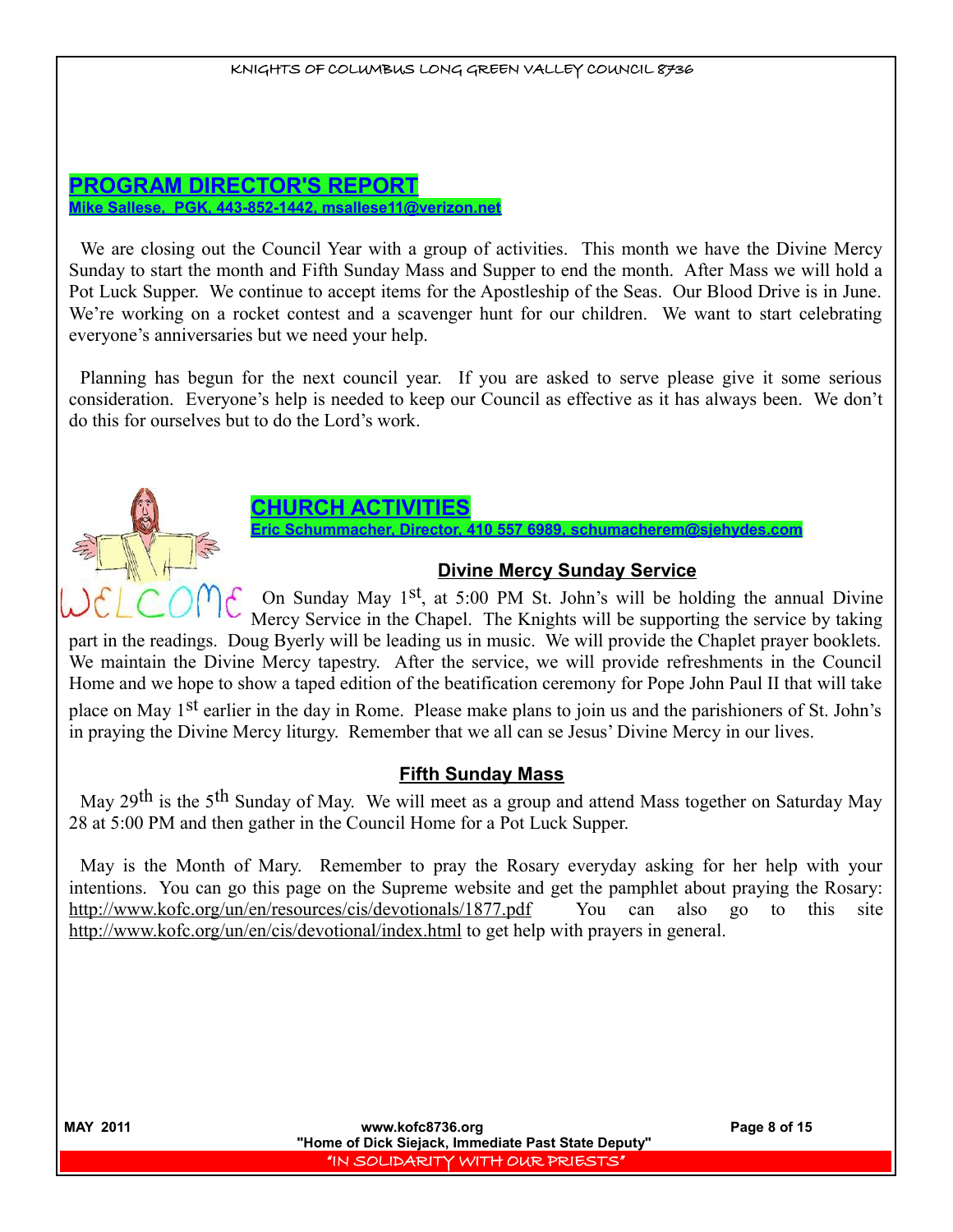## PROGRAM DIRECTOR'S REPORT

**Mike Sallese, PGK, 443-852-1442, msallese11@verizon.net**

We are closing out the Council Year with a group of activities. This month we have the Divine Mercy Sunday to start the month and Fifth Sunday Mass and Supper to end the month. After Mass we will hold a Pot Luck Supper. We continue to accept items for the Apostleship of the Seas. Our Blood Drive is in June. We're working on a rocket contest and a scavenger hunt for our children. We want to start celebrating everyone's anniversaries but we need your help.

Planning has begun for the next council year. If you are asked to serve please give it some serious consideration. Everyone's help is needed to keep our Council as effective as it has always been. We don't do this for ourselves but to do the Lord's work.

## CHURCH ACTIVITIES

**Eric Schummacher, Director, 410 557 6989, schumacherem@sjehydes.com**

WELCOME

### Divine Mercy Sunday Service

On Sunday May 1st, at 5:00 PM St. John's will be holding the annual Divine Mercy Service in the Chapel. The Knights will be supporting the service by taking part in the readings. Doug Byerly will be leading us in music. We will provide the Chaplet prayer booklets. We maintain the Divine Mercy tapestry. After the service, we will provide refreshments in the Council Home and we hope to show a taped edition of the beatification ceremony for Pope John Paul II that will take place on May 1st earlier in the day in Rome. Please make plans to join us and the parishioners of St. John's in praying the Divine Mercy liturgy. Remember that we all can se Jesus' Divine Mercy in our lives.

### Fifth Sunday Mass

May 29th is the 5th Sunday of May. We will meet as a group and attend Mass together on Saturday May 28 at 5:00 PM and then gather in the Council Home for a Pot Luck Supper.

May is the Month of Mary. Remember to pray the Rosary everyday asking for her help with your intentions. You can go this page on the Supreme website and get the pamphlet about praying the Rosary: http://www.kofc.org/un/en/resources/cis/devotionals/1877.pdf You can also go to this site http://www.kofc.org/un/en/cis/devotional/index.html to get help with prayers in general.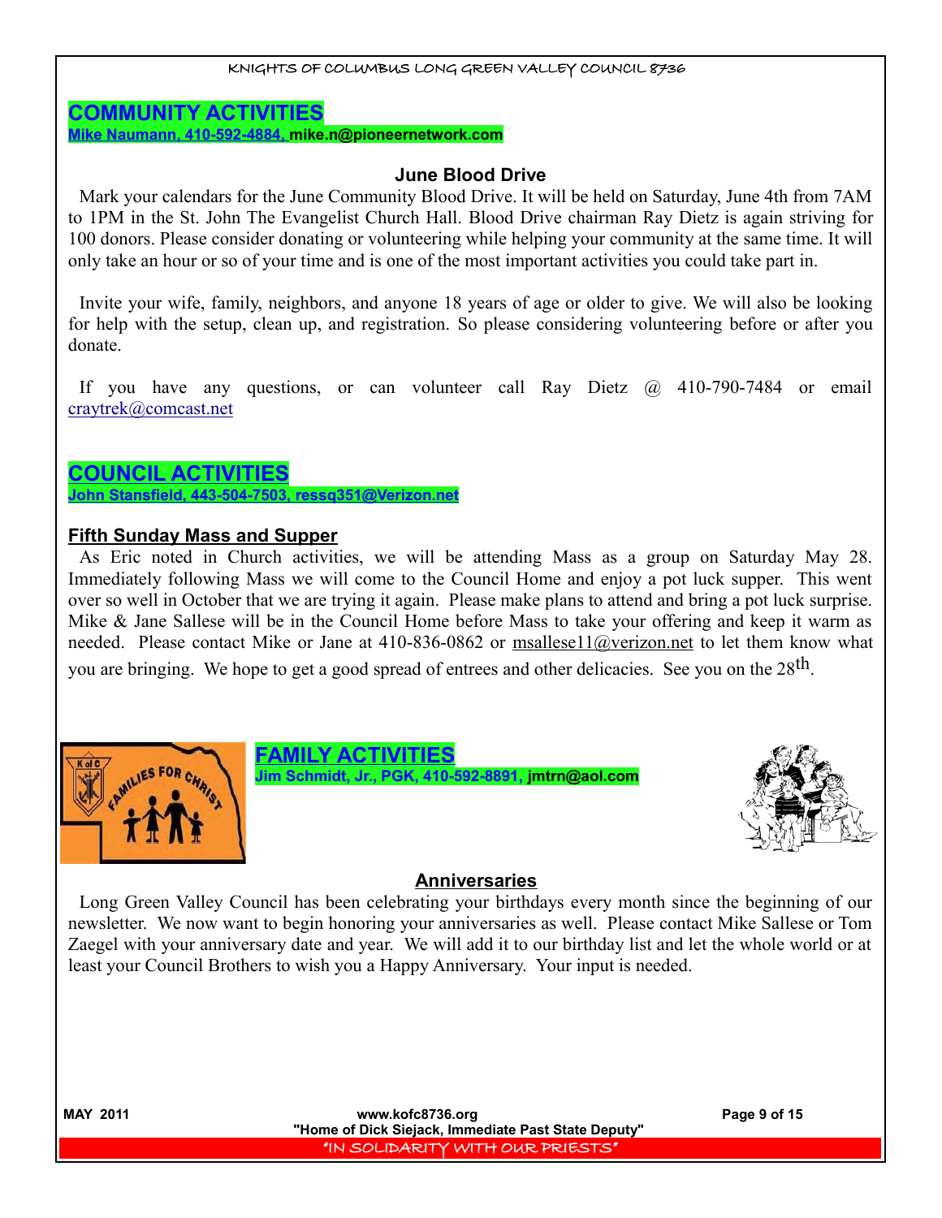## COMMUNITY ACTIVITIES

**Mike Naumann, 410-592-4884, mike.n@pioneernetwork.com**

### June Blood Drive

Mark your calendars for the June Community Blood Drive. It will be held on Saturday, June 4th from 7AM to 1PM in the St. John The Evangelist Church Hall. Blood Drive chairman Ray Dietz is again striving for 100 donors. Please consider donating or volunteering while helping your community at the same time. It will only take an hour or so of your time and is one of the most important activities you could take part in.

Invite your wife, family, neighbors, and anyone 18 years of age or older to give. We will also be looking for help with the setup, clean up, and registration. So please considering volunteering before or after you donate.

If you have any questions, or can volunteer call Ray Dietz @ 410-790-7484 or email craytrek@comcast.net

## COUNCIL ACTIVITIES

**John Stansfield, 443-504-7503, ressq351@Verizon.net**

### Fifth Sunday Mass and Supper

As Eric noted in Church activities, we will be attending Mass as a group on Saturday May 28. Immediately following Mass we will come to the Council Home and enjoy a pot luck supper. This went over so well in October that we are trying it again. Please make plans to attend and bring a pot luck surprise. Mike & Jane Sallese will be in the Council Home before Mass to take your offering and keep it warm as needed. Please contact Mike or Jane at 410-836-0862 or msallese11@verizon.net to let them know what you are bringing. We hope to get a good spread of entrees and other delicacies. See you on the 28th.

## FAMILY ACTIVITIES

**Jim Schmidt, Jr., PGK, 410-592-8891, jmtrn@aol.com**

### Anniversaries

Long Green Valley Council has been celebrating your birthdays every month since the beginning of our newsletter. We now want to begin honoring your anniversaries as well. Please contact Mike Sallese or Tom Zaegel with your anniversary date and year. We will add it to our birthday list and let the whole world or at least your Council Brothers to wish you a Happy Anniversary. Your input is needed.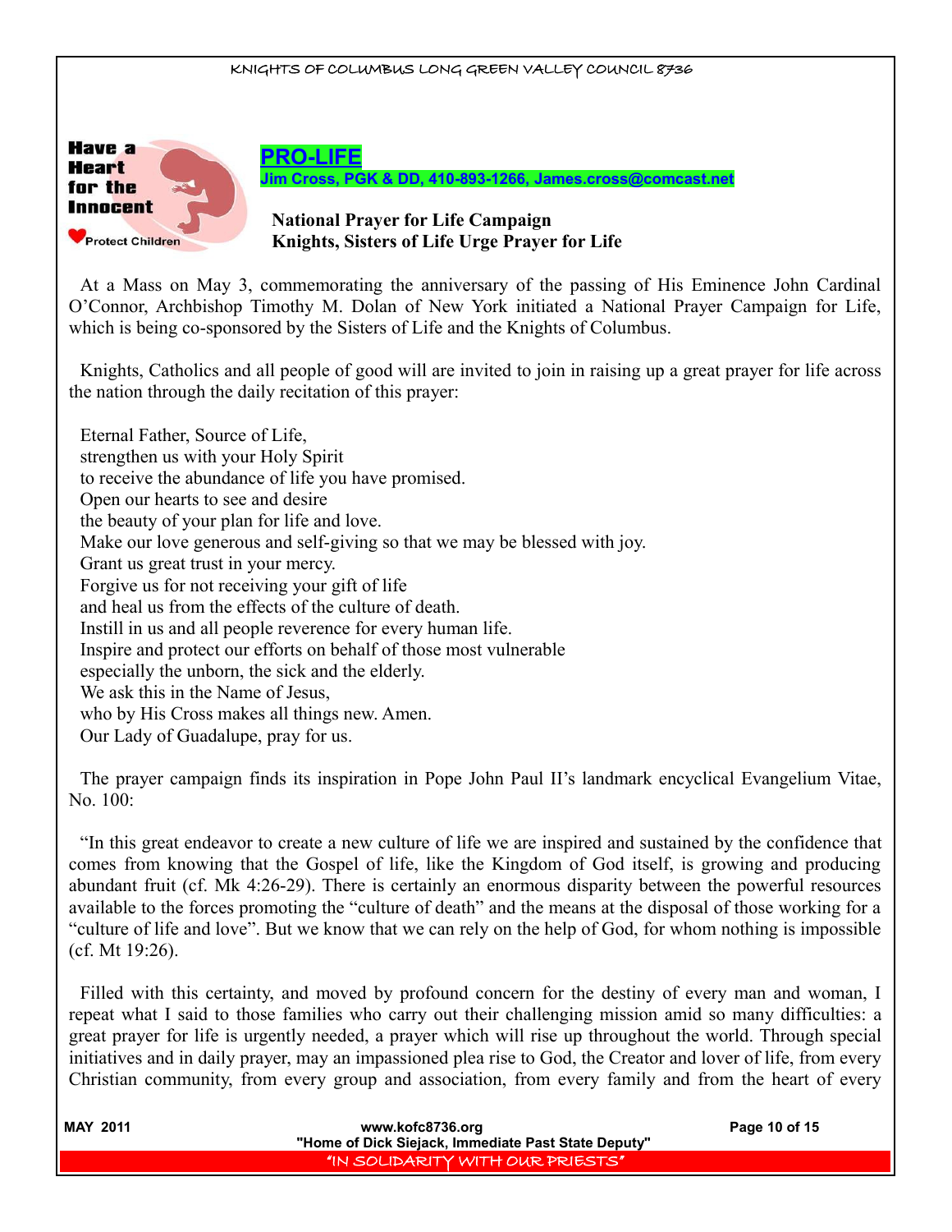## PRO-LIFE

**Jim Cross, PGK & DD, 410-893-1266, James.cross@comcast.net**

**National Prayer for Life Campaign**
**Knights, Sisters of Life Urge Prayer for Life**

At a Mass on May 3, commemorating the anniversary of the passing of His Eminence John Cardinal O'Connor, Archbishop Timothy M. Dolan of New York initiated a National Prayer Campaign for Life, which is being co-sponsored by the Sisters of Life and the Knights of Columbus.

Knights, Catholics and all people of good will are invited to join in raising up a great prayer for life across the nation through the daily recitation of this prayer:

Eternal Father, Source of Life,
strengthen us with your Holy Spirit
to receive the abundance of life you have promised.
Open our hearts to see and desire
the beauty of your plan for life and love.
Make our love generous and self-giving so that we may be blessed with joy.
Grant us great trust in your mercy.
Forgive us for not receiving your gift of life
and heal us from the effects of the culture of death.
Instill in us and all people reverence for every human life.
Inspire and protect our efforts on behalf of those most vulnerable
especially the unborn, the sick and the elderly.
We ask this in the Name of Jesus,
who by His Cross makes all things new. Amen.
Our Lady of Guadalupe, pray for us.

The prayer campaign finds its inspiration in Pope John Paul II's landmark encyclical Evangelium Vitae, No. 100:

"In this great endeavor to create a new culture of life we are inspired and sustained by the confidence that comes from knowing that the Gospel of life, like the Kingdom of God itself, is growing and producing abundant fruit (cf. Mk 4:26-29). There is certainly an enormous disparity between the powerful resources available to the forces promoting the "culture of death" and the means at the disposal of those working for a "culture of life and love". But we know that we can rely on the help of God, for whom nothing is impossible (cf. Mt 19:26).

Filled with this certainty, and moved by profound concern for the destiny of every man and woman, I repeat what I said to those families who carry out their challenging mission amid so many difficulties: a great prayer for life is urgently needed, a prayer which will rise up throughout the world. Through special initiatives and in daily prayer, may an impassioned plea rise to God, the Creator and lover of life, from every Christian community, from every group and association, from every family and from the heart of every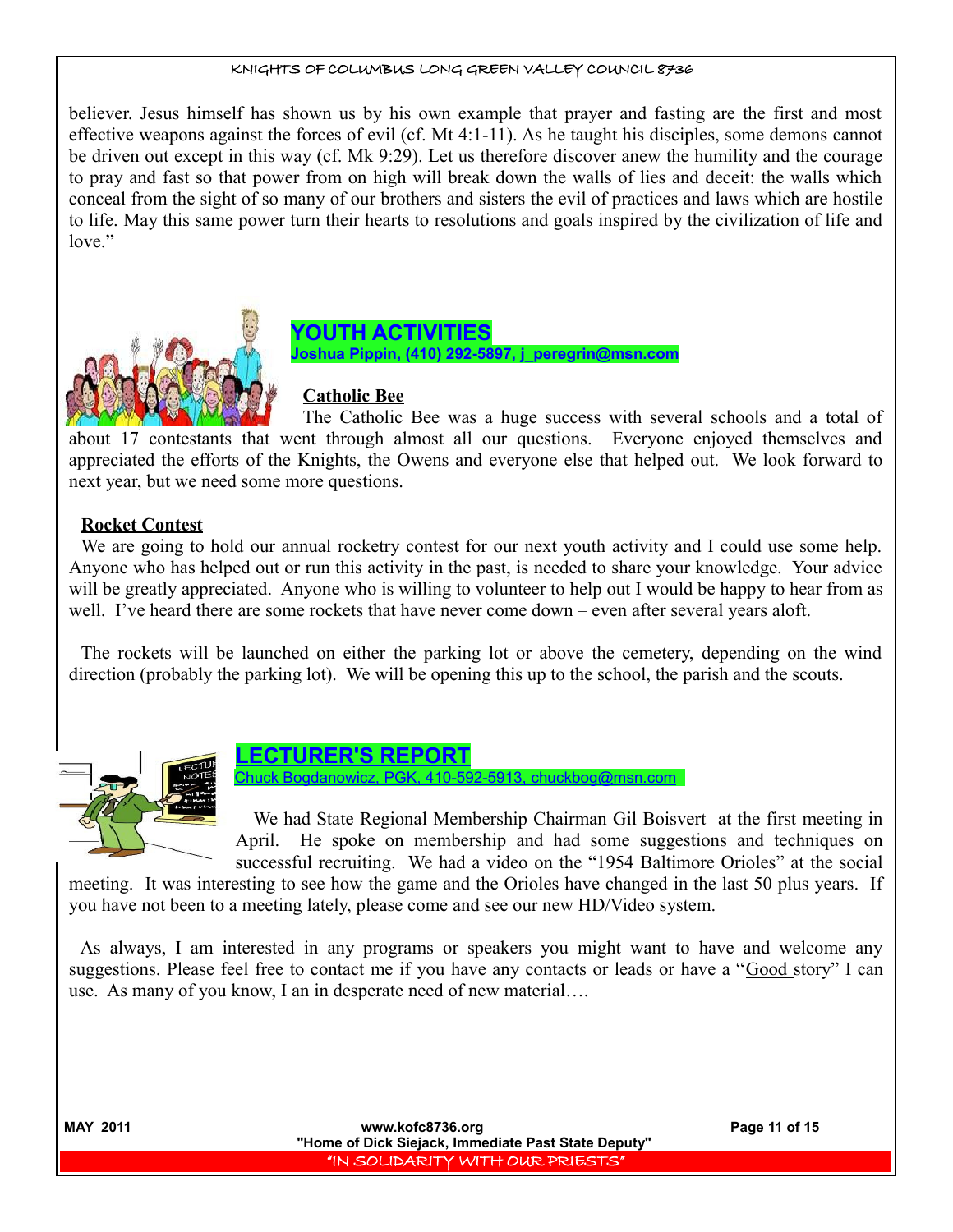believer. Jesus himself has shown us by his own example that prayer and fasting are the first and most effective weapons against the forces of evil (cf. Mt 4:1-11). As he taught his disciples, some demons cannot be driven out except in this way (cf. Mk 9:29). Let us therefore discover anew the humility and the courage to pray and fast so that power from on high will break down the walls of lies and deceit: the walls which conceal from the sight of so many of our brothers and sisters the evil of practices and laws which are hostile to life. May this same power turn their hearts to resolutions and goals inspired by the civilization of life and love."

## YOUTH ACTIVITIES

**Joshua Pippin, (410) 292-5897, j_peregrin@msn.com**

### Catholic Bee

The Catholic Bee was a huge success with several schools and a total of about 17 contestants that went through almost all our questions. Everyone enjoyed themselves and appreciated the efforts of the Knights, the Owens and everyone else that helped out. We look forward to next year, but we need some more questions.

### Rocket Contest

We are going to hold our annual rocketry contest for our next youth activity and I could use some help. Anyone who has helped out or run this activity in the past, is needed to share your knowledge. Your advice will be greatly appreciated. Anyone who is willing to volunteer to help out I would be happy to hear from as well. I've heard there are some rockets that have never come down – even after several years aloft.

The rockets will be launched on either the parking lot or above the cemetery, depending on the wind direction (probably the parking lot). We will be opening this up to the school, the parish and the scouts.

## LECTURER'S REPORT

Chuck Bogdanowicz, PGK, 410-592-5913, chuckbog@msn.com

We had State Regional Membership Chairman Gil Boisvert at the first meeting in April. He spoke on membership and had some suggestions and techniques on successful recruiting. We had a video on the "1954 Baltimore Orioles" at the social meeting. It was interesting to see how the game and the Orioles have changed in the last 50 plus years. If you have not been to a meeting lately, please come and see our new HD/Video system.

As always, I am interested in any programs or speakers you might want to have and welcome any suggestions. Please feel free to contact me if you have any contacts or leads or have a "Good story" I can use. As many of you know, I an in desperate need of new material….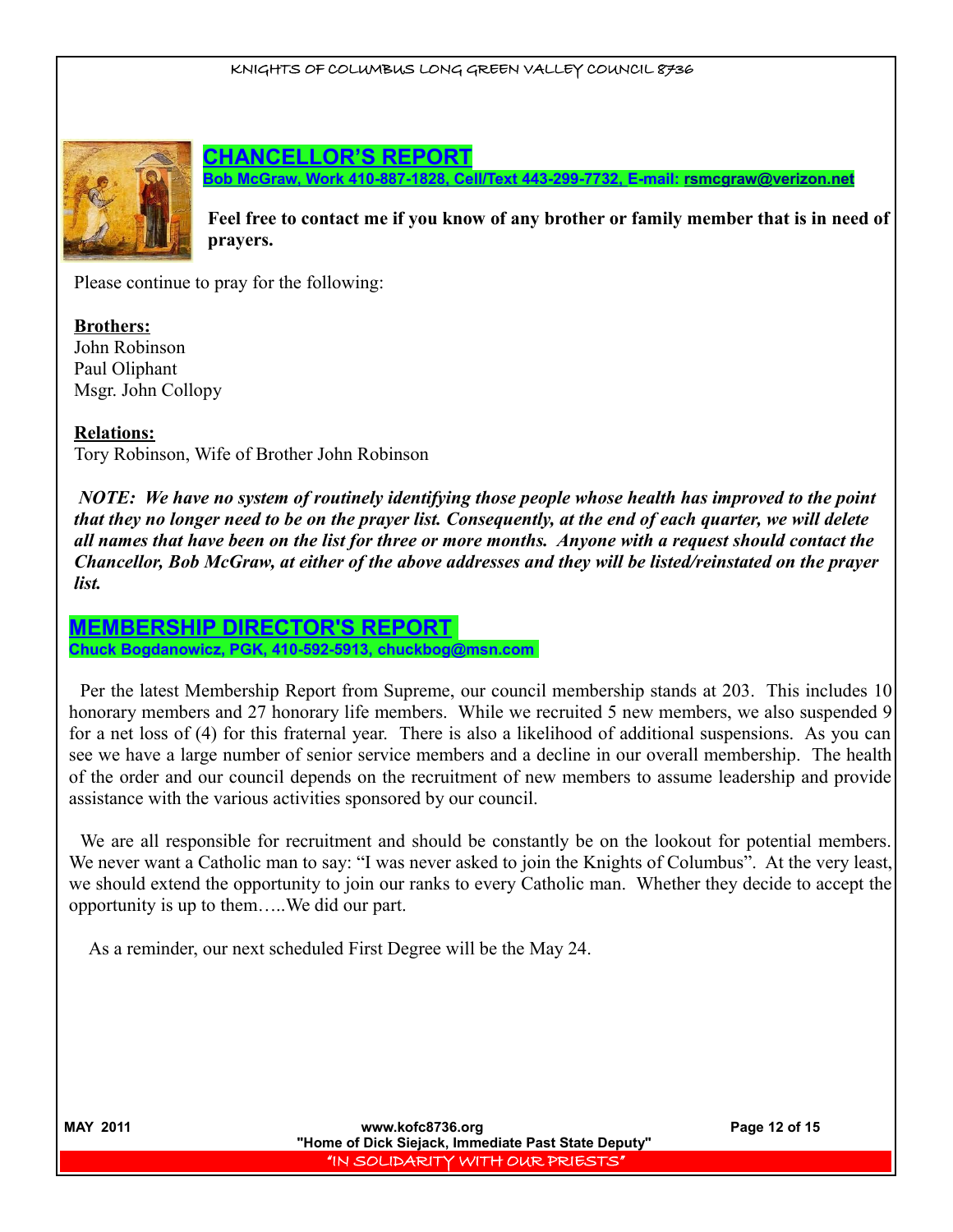## CHANCELLOR'S REPORT

**Bob McGraw, Work 410-887-1828, Cell/Text 443-299-7732, E-mail: rsmcgraw@verizon.net**

**Feel free to contact me if you know of any brother or family member that is in need of prayers.**

Please continue to pray for the following:

**Brothers:**
John Robinson
Paul Oliphant
Msgr. John Collopy

**Relations:**
Tory Robinson, Wife of Brother John Robinson

***NOTE: We have no system of routinely identifying those people whose health has improved to the point that they no longer need to be on the prayer list. Consequently, at the end of each quarter, we will delete all names that have been on the list for three or more months. Anyone with a request should contact the Chancellor, Bob McGraw, at either of the above addresses and they will be listed/reinstated on the prayer list.***

## MEMBERSHIP DIRECTOR'S REPORT

**Chuck Bogdanowicz, PGK, 410-592-5913, chuckbog@msn.com**

Per the latest Membership Report from Supreme, our council membership stands at 203. This includes 10 honorary members and 27 honorary life members. While we recruited 5 new members, we also suspended 9 for a net loss of (4) for this fraternal year. There is also a likelihood of additional suspensions. As you can see we have a large number of senior service members and a decline in our overall membership. The health of the order and our council depends on the recruitment of new members to assume leadership and provide assistance with the various activities sponsored by our council.

We are all responsible for recruitment and should be constantly be on the lookout for potential members. We never want a Catholic man to say: "I was never asked to join the Knights of Columbus". At the very least, we should extend the opportunity to join our ranks to every Catholic man. Whether they decide to accept the opportunity is up to them…..We did our part.

As a reminder, our next scheduled First Degree will be the May 24.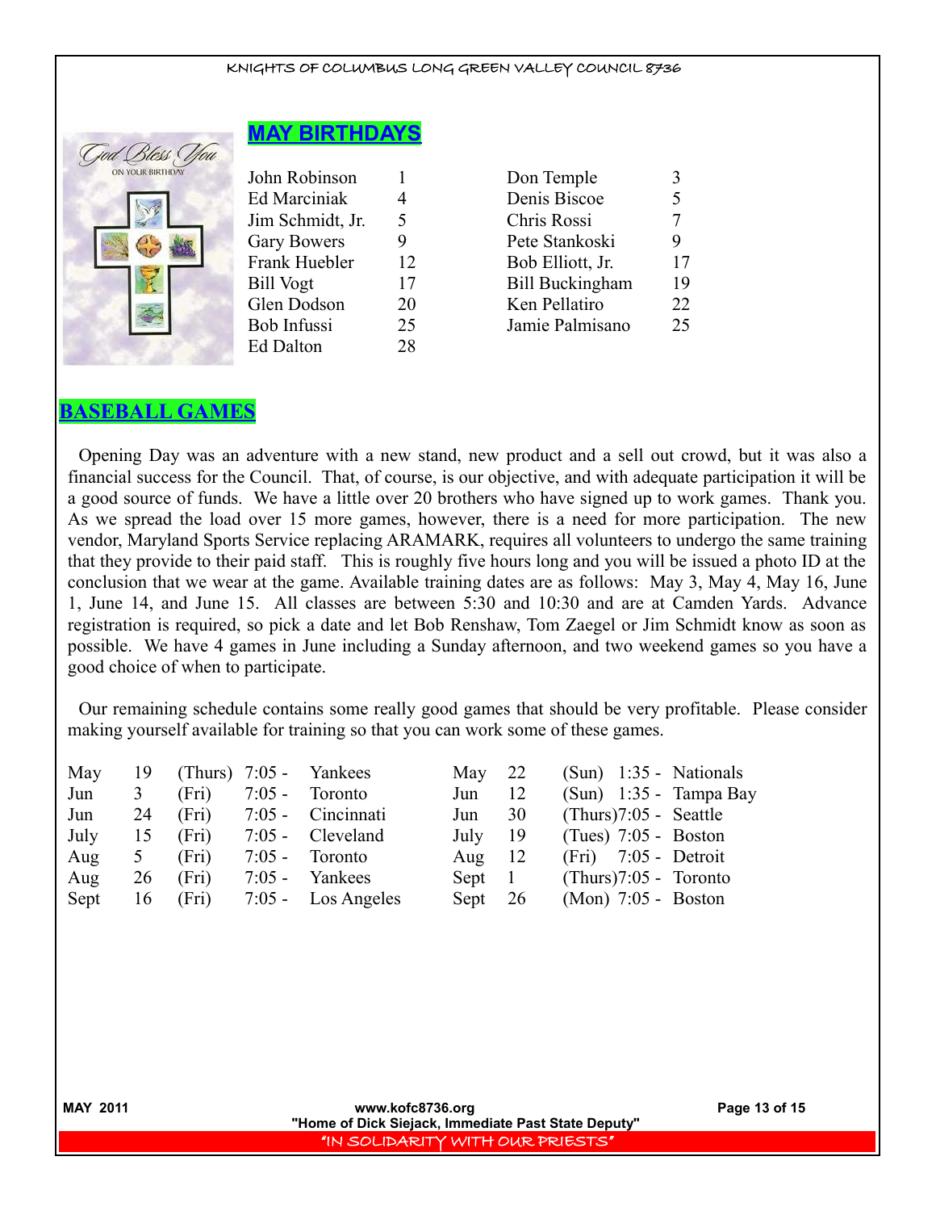## MAY BIRTHDAYS

| Name | Day | Name | Day |
|---|---|---|---|
| John Robinson | 1 | Don Temple | 3 |
| Ed Marciniak | 4 | Denis Biscoe | 5 |
| Jim Schmidt, Jr. | 5 | Chris Rossi | 7 |
| Gary Bowers | 9 | Pete Stankoski | 9 |
| Frank Huebler | 12 | Bob Elliott, Jr. | 17 |
| Bill Vogt | 17 | Bill Buckingham | 19 |
| Glen Dodson | 20 | Ken Pellatiro | 22 |
| Bob Infussi | 25 | Jamie Palmisano | 25 |
| Ed Dalton | 28 | | |

## BASEBALL GAMES

Opening Day was an adventure with a new stand, new product and a sell out crowd, but it was also a financial success for the Council. That, of course, is our objective, and with adequate participation it will be a good source of funds. We have a little over 20 brothers who have signed up to work games. Thank you. As we spread the load over 15 more games, however, there is a need for more participation. The new vendor, Maryland Sports Service replacing ARAMARK, requires all volunteers to undergo the same training that they provide to their paid staff. This is roughly five hours long and you will be issued a photo ID at the conclusion that we wear at the game. Available training dates are as follows: May 3, May 4, May 16, June 1, June 14, and June 15. All classes are between 5:30 and 10:30 and are at Camden Yards. Advance registration is required, so pick a date and let Bob Renshaw, Tom Zaegel or Jim Schmidt know as soon as possible. We have 4 games in June including a Sunday afternoon, and two weekend games so you have a good choice of when to participate.

Our remaining schedule contains some really good games that should be very profitable. Please consider making yourself available for training so that you can work some of these games.

| Month | Day | Weekday | Time | Opponent | Month | Day | Weekday | Time | Opponent |
|---|---|---|---|---|---|---|---|---|---|
| May | 19 | (Thurs) | 7:05 - | Yankees | May | 22 | (Sun) | 1:35 - | Nationals |
| Jun | 3 | (Fri) | 7:05 - | Toronto | Jun | 12 | (Sun) | 1:35 - | Tampa Bay |
| Jun | 24 | (Fri) | 7:05 - | Cincinnati | Jun | 30 | (Thurs) | 7:05 - | Seattle |
| July | 15 | (Fri) | 7:05 - | Cleveland | July | 19 | (Tues) | 7:05 - | Boston |
| Aug | 5 | (Fri) | 7:05 - | Toronto | Aug | 12 | (Fri) | 7:05 - | Detroit |
| Aug | 26 | (Fri) | 7:05 - | Yankees | Sept | 1 | (Thurs) | 7:05 - | Toronto |
| Sept | 16 | (Fri) | 7:05 - | Los Angeles | Sept | 26 | (Mon) | 7:05 - | Boston |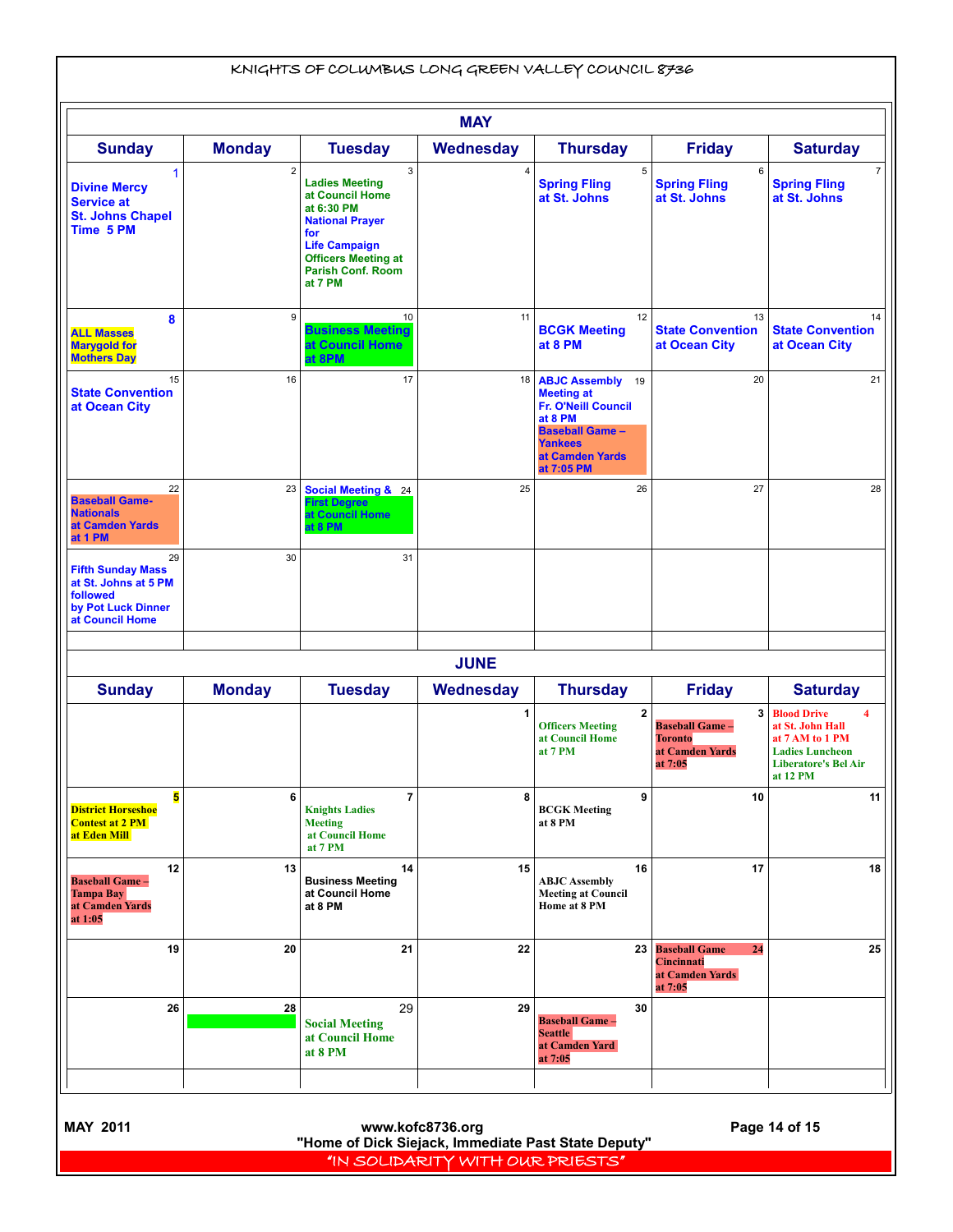KNIGHTS OF COLUMBUS LONG GREEN VALLEY COUNCIL 8736

## MAY

| Sunday | Monday | Tuesday | Wednesday | Thursday | Friday | Saturday |
|---|---|---|---|---|---|---|
| 1 Divine Mercy Service at St. Johns Chapel Time 5 PM | 2 | 3 Ladies Meeting at Council Home at 6:30 PM National Prayer for Life Campaign Officers Meeting at Parish Conf. Room at 7 PM | 4 | 5 Spring Fling at St. Johns | 6 Spring Fling at St. Johns | 7 Spring Fling at St. Johns |
| 8 ALL Masses Marygold for Mothers Day | 9 | 10 Business Meeting at Council Home at 8PM | 11 | 12 BCGK Meeting at 8 PM | 13 State Convention at Ocean City | 14 State Convention at Ocean City |
| 15 State Convention at Ocean City | 16 | 17 | 18 | 19 ABJC Assembly Meeting at Fr. O'Neill Council at 8 PM Baseball Game – Yankees at Camden Yards at 7:05 PM | 20 | 21 |
| 22 Baseball Game- Nationals at Camden Yards at 1 PM | 23 | 24 Social Meeting & First Degree at Council Home at 8 PM | 25 | 26 | 27 | 28 |
| 29 Fifth Sunday Mass at St. Johns at 5 PM followed by Pot Luck Dinner at Council Home | 30 | 31 | | | | |

## JUNE

| Sunday | Monday | Tuesday | Wednesday | Thursday | Friday | Saturday |
|---|---|---|---|---|---|---|
| | | | 1 | 2 Officers Meeting at Council Home at 7 PM | 3 Baseball Game – Toronto at Camden Yards at 7:05 | 4 Blood Drive at St. John Hall at 7 AM to 1 PM Ladies Luncheon Liberatore's Bel Air at 12 PM |
| 5 District Horseshoe Contest at 2 PM at Eden Mill | 6 | 7 Knights Ladies Meeting at Council Home at 7 PM | 8 | 9 BCGK Meeting at 8 PM | 10 | 11 |
| 12 Baseball Game – Tampa Bay at Camden Yards at 1:05 | 13 | 14 Business Meeting at Council Home at 8 PM | 15 | 16 ABJC Assembly Meeting at Council Home at 8 PM | 17 | 18 |
| 19 | 20 | 21 | 22 | 23 | 24 Baseball Game Cincinnati at Camden Yards at 7:05 | 25 |
| 26 | 28 | 29 Social Meeting at Council Home at 8 PM | 29 | 30 Baseball Game – Seattle at Camden Yard at 7:05 | | |

MAY 2011

www.kofc8736.org
"Home of Dick Siejack, Immediate Past State Deputy"

"IN SOLIDARITY WITH OUR PRIESTS"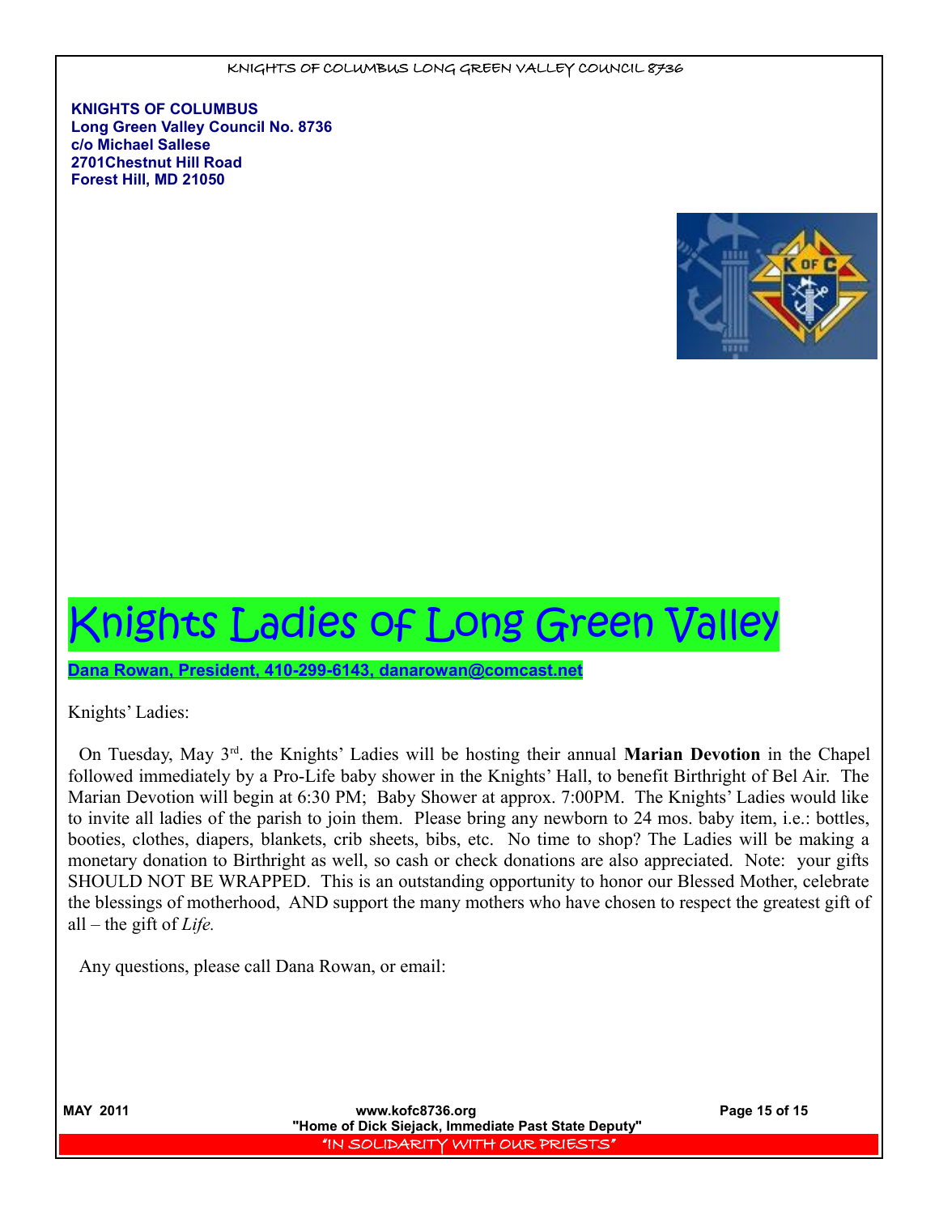**KNIGHTS OF COLUMBUS**
**Long Green Valley Council No. 8736**
**c/o Michael Sallese**
**2701Chestnut Hill Road**
**Forest Hill, MD 21050**

# Knights Ladies of Long Green Valley

**Dana Rowan, President, 410-299-6143, danarowan@comcast.net**

Knights' Ladies:

On Tuesday, May 3rd. the Knights' Ladies will be hosting their annual **Marian Devotion** in the Chapel followed immediately by a Pro-Life baby shower in the Knights' Hall, to benefit Birthright of Bel Air. The Marian Devotion will begin at 6:30 PM; Baby Shower at approx. 7:00PM. The Knights' Ladies would like to invite all ladies of the parish to join them. Please bring any newborn to 24 mos. baby item, i.e.: bottles, booties, clothes, diapers, blankets, crib sheets, bibs, etc. No time to shop? The Ladies will be making a monetary donation to Birthright as well, so cash or check donations are also appreciated. Note: your gifts SHOULD NOT BE WRAPPED. This is an outstanding opportunity to honor our Blessed Mother, celebrate the blessings of motherhood, AND support the many mothers who have chosen to respect the greatest gift of all – the gift of *Life.*

Any questions, please call Dana Rowan, or email:

"Home of Dick Siejack, Immediate Past State Deputy"

"IN SOLIDARITY WITH OUR PRIESTS"